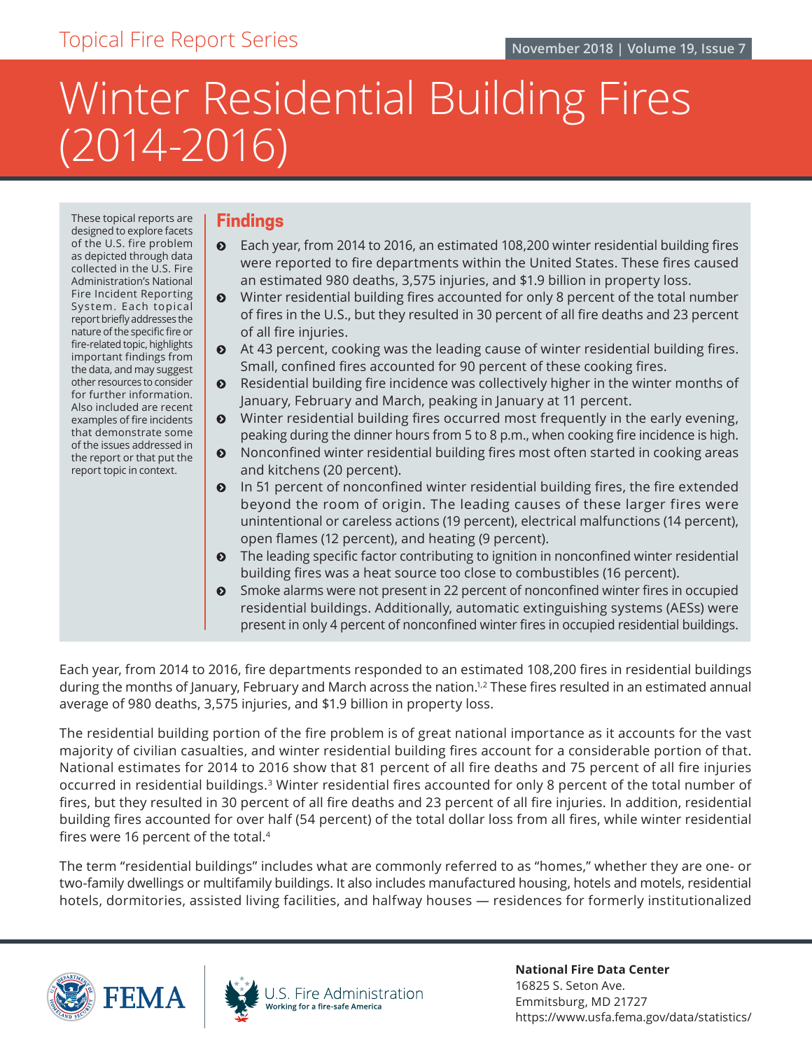Topical Fire Report Series

November 2018 | Volume 19, Issue 7

# Winter Residential Building Fires (2014-2016)

These topical reports are designed to explore facets of the U.S. fire problem as depicted through data collected in the U.S. Fire Administration's National Fire Incident Reporting System. Each topical report briefly addresses the nature of the specific fire or fire-related topic, highlights important findings from the data, and may suggest other resources to consider for further information. Also included are recent examples of fire incidents that demonstrate some of the issues addressed in the report or that put the report topic in context.

## Findings

- Each year, from 2014 to 2016, an estimated 108,200 winter residential building fires were reported to fire departments within the United States. These fires caused an estimated 980 deaths, 3,575 injuries, and $1.9 billion in property loss.
- Winter residential building fires accounted for only 8 percent of the total number of fires in the U.S., but they resulted in 30 percent of all fire deaths and 23 percent of all fire injuries.
- At 43 percent, cooking was the leading cause of winter residential building fires. Small, confined fires accounted for 90 percent of these cooking fires.
- Residential building fire incidence was collectively higher in the winter months of January, February and March, peaking in January at 11 percent.
- Winter residential building fires occurred most frequently in the early evening, peaking during the dinner hours from 5 to 8 p.m., when cooking fire incidence is high.
- Nonconfined winter residential building fires most often started in cooking areas and kitchens (20 percent).
- In 51 percent of nonconfined winter residential building fires, the fire extended beyond the room of origin. The leading causes of these larger fires were unintentional or careless actions (19 percent), electrical malfunctions (14 percent), open flames (12 percent), and heating (9 percent).
- The leading specific factor contributing to ignition in nonconfined winter residential building fires was a heat source too close to combustibles (16 percent).
- Smoke alarms were not present in 22 percent of nonconfined winter fires in occupied residential buildings. Additionally, automatic extinguishing systems (AESs) were present in only 4 percent of nonconfined winter fires in occupied residential buildings.

Each year, from 2014 to 2016, fire departments responded to an estimated 108,200 fires in residential buildings during the months of January, February and March across the nation.[1,2] These fires resulted in an estimated annual average of 980 deaths, 3,575 injuries, and $1.9 billion in property loss.

The residential building portion of the fire problem is of great national importance as it accounts for the vast majority of civilian casualties, and winter residential building fires account for a considerable portion of that. National estimates for 2014 to 2016 show that 81 percent of all fire deaths and 75 percent of all fire injuries occurred in residential buildings.[3] Winter residential fires accounted for only 8 percent of the total number of fires, but they resulted in 30 percent of all fire deaths and 23 percent of all fire injuries. In addition, residential building fires accounted for over half (54 percent) of the total dollar loss from all fires, while winter residential fires were 16 percent of the total.[4]

The term "residential buildings" includes what are commonly referred to as "homes," whether they are one- or two-family dwellings or multifamily buildings. It also includes manufactured housing, hotels and motels, residential hotels, dormitories, assisted living facilities, and halfway houses — residences for formerly institutionalized

FEMA | U.S. Fire Administration — Working for a fire-safe America

**National Fire Data Center**
16825 S. Seton Ave.
Emmitsburg, MD 21727
https://www.usfa.fema.gov/data/statistics/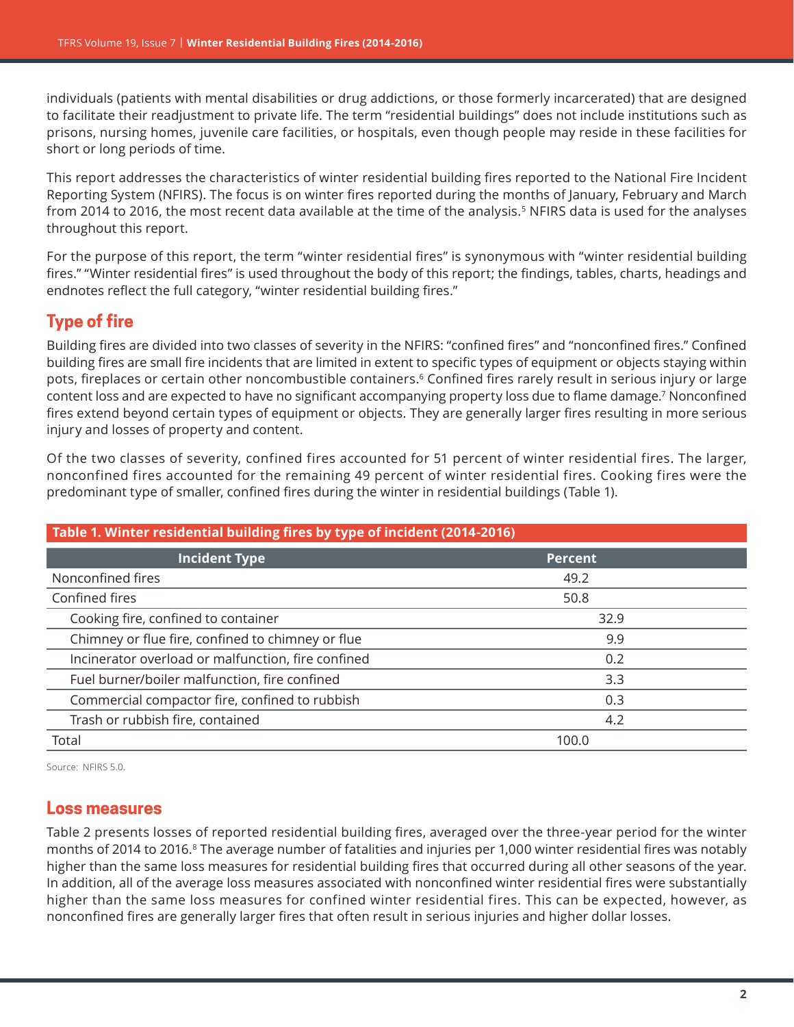individuals (patients with mental disabilities or drug addictions, or those formerly incarcerated) that are designed to facilitate their readjustment to private life. The term "residential buildings" does not include institutions such as prisons, nursing homes, juvenile care facilities, or hospitals, even though people may reside in these facilities for short or long periods of time.

This report addresses the characteristics of winter residential building fires reported to the National Fire Incident Reporting System (NFIRS). The focus is on winter fires reported during the months of January, February and March from 2014 to 2016, the most recent data available at the time of the analysis.[5] NFIRS data is used for the analyses throughout this report.

For the purpose of this report, the term "winter residential fires" is synonymous with "winter residential building fires." "Winter residential fires" is used throughout the body of this report; the findings, tables, charts, headings and endnotes reflect the full category, "winter residential building fires."

## Type of fire

Building fires are divided into two classes of severity in the NFIRS: "confined fires" and "nonconfined fires." Confined building fires are small fire incidents that are limited in extent to specific types of equipment or objects staying within pots, fireplaces or certain other noncombustible containers.[6] Confined fires rarely result in serious injury or large content loss and are expected to have no significant accompanying property loss due to flame damage.[7] Nonconfined fires extend beyond certain types of equipment or objects. They are generally larger fires resulting in more serious injury and losses of property and content.

Of the two classes of severity, confined fires accounted for 51 percent of winter residential fires. The larger, nonconfined fires accounted for the remaining 49 percent of winter residential fires. Cooking fires were the predominant type of smaller, confined fires during the winter in residential buildings (Table 1).

**Table 1. Winter residential building fires by type of incident (2014-2016)**

| Incident Type | Percent |
| --- | --- |
| Nonconfined fires | 49.2 |
| Confined fires | 50.8 |
| Cooking fire, confined to container | 32.9 |
| Chimney or flue fire, confined to chimney or flue | 9.9 |
| Incinerator overload or malfunction, fire confined | 0.2 |
| Fuel burner/boiler malfunction, fire confined | 3.3 |
| Commercial compactor fire, confined to rubbish | 0.3 |
| Trash or rubbish fire, contained | 4.2 |
| Total | 100.0 |

Source: NFIRS 5.0.

## Loss measures

Table 2 presents losses of reported residential building fires, averaged over the three-year period for the winter months of 2014 to 2016.[8] The average number of fatalities and injuries per 1,000 winter residential fires was notably higher than the same loss measures for residential building fires that occurred during all other seasons of the year. In addition, all of the average loss measures associated with nonconfined winter residential fires were substantially higher than the same loss measures for confined winter residential fires. This can be expected, however, as nonconfined fires are generally larger fires that often result in serious injuries and higher dollar losses.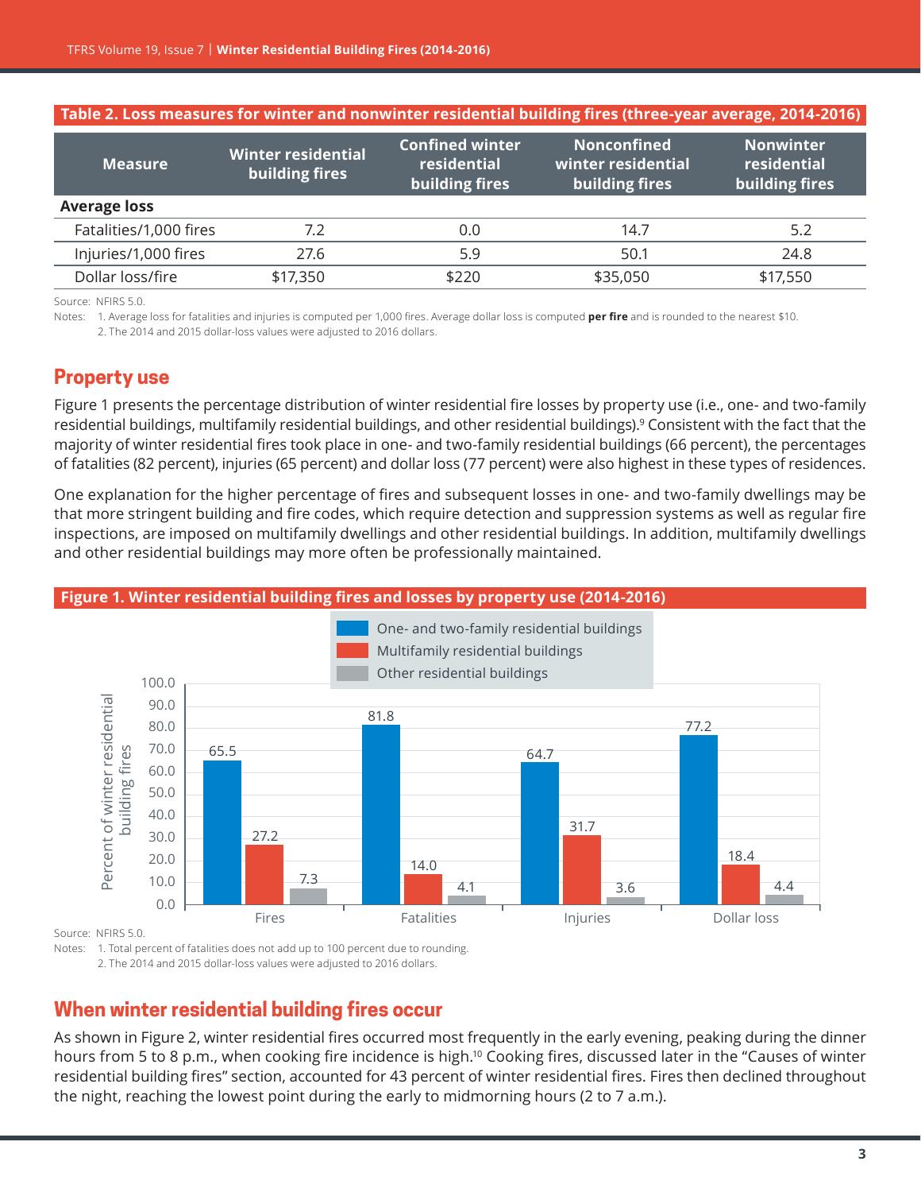**Table 2. Loss measures for winter and nonwinter residential building fires (three-year average, 2014-2016)**

| Measure | Winter residential building fires | Confined winter residential building fires | Nonconfined winter residential building fires | Nonwinter residential building fires |
|---|---|---|---|---|
| **Average loss** | | | | |
| Fatalities/1,000 fires | 7.2 | 0.0 | 14.7 | 5.2 |
| Injuries/1,000 fires | 27.6 | 5.9 | 50.1 | 24.8 |
| Dollar loss/fire | $17,350 | $220 | $35,050 | $17,550 |

Source: NFIRS 5.0.

Notes: 1. Average loss for fatalities and injuries is computed per 1,000 fires. Average dollar loss is computed **per fire** and is rounded to the nearest $10.

2. The 2014 and 2015 dollar-loss values were adjusted to 2016 dollars.

## Property use

Figure 1 presents the percentage distribution of winter residential fire losses by property use (i.e., one- and two-family residential buildings, multifamily residential buildings, and other residential buildings).[9] Consistent with the fact that the majority of winter residential fires took place in one- and two-family residential buildings (66 percent), the percentages of fatalities (82 percent), injuries (65 percent) and dollar loss (77 percent) were also highest in these types of residences.

One explanation for the higher percentage of fires and subsequent losses in one- and two-family dwellings may be that more stringent building and fire codes, which require detection and suppression systems as well as regular fire inspections, are imposed on multifamily dwellings and other residential buildings. In addition, multifamily dwellings and other residential buildings may more often be professionally maintained.

**Figure 1. Winter residential building fires and losses by property use (2014-2016)**

One- and two-family residential buildings
Multifamily residential buildings
Other residential buildings

Percent of winter residential building fires

100.0
90.0
80.0
70.0
60.0
50.0
40.0
30.0
20.0
10.0
0.0

Fires: 65.5, 27.2, 7.3
Fatalities: 81.8, 14.0, 4.1
Injuries: 64.7, 31.7, 3.6
Dollar loss: 77.2, 18.4, 4.4

Source: NFIRS 5.0.

Notes: 1. Total percent of fatalities does not add up to 100 percent due to rounding.

2. The 2014 and 2015 dollar-loss values were adjusted to 2016 dollars.

## When winter residential building fires occur

As shown in Figure 2, winter residential fires occurred most frequently in the early evening, peaking during the dinner hours from 5 to 8 p.m., when cooking fire incidence is high.[10] Cooking fires, discussed later in the "Causes of winter residential building fires" section, accounted for 43 percent of winter residential fires. Fires then declined throughout the night, reaching the lowest point during the early to midmorning hours (2 to 7 a.m.).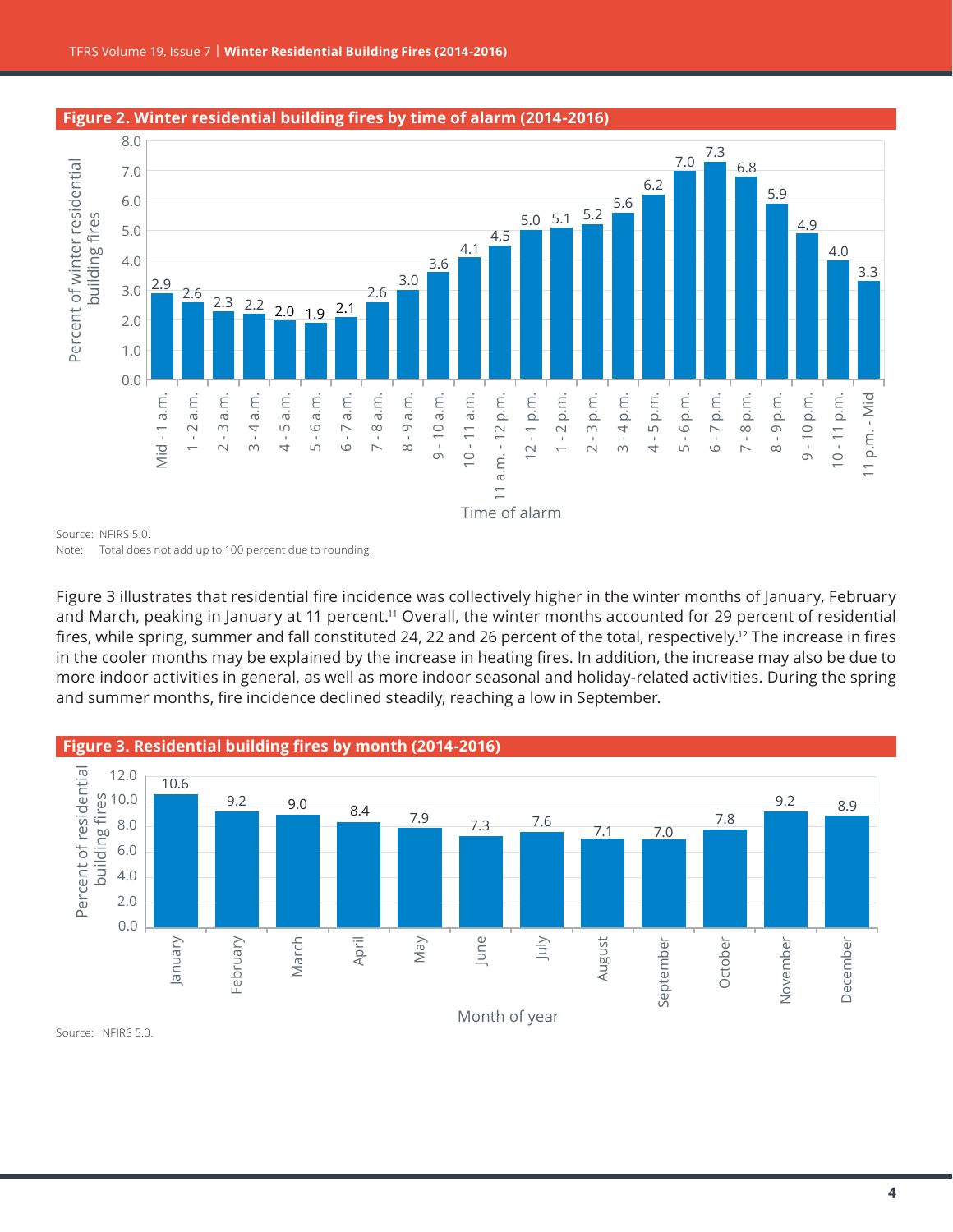**Figure 2. Winter residential building fires by time of alarm (2014-2016)**

Percent of winter residential building fires

8.0
7.0
6.0
5.0
4.0
3.0
2.0
1.0
0.0

2.9 2.6 2.3 2.2 2.0 1.9 2.1 2.6 3.0 3.6 4.1 4.5 5.0 5.1 5.2 5.6 6.2 7.0 7.3 6.8 5.9 4.9 4.0 3.3

Mid - 1 a.m.
1 - 2 a.m.
2 - 3 a.m.
3 - 4 a.m.
4 - 5 a.m.
5 - 6 a.m.
6 - 7 a.m.
7 - 8 a.m.
8 - 9 a.m.
9 - 10 a.m.
10 - 11 a.m.
11 a.m. - 12 p.m.
12 - 1 p.m.
1 - 2 p.m.
2 - 3 p.m.
3 - 4 p.m.
4 - 5 p.m.
5 - 6 p.m.
6 - 7 p.m.
7 - 8 p.m.
8 - 9 p.m.
9 - 10 p.m.
10 - 11 p.m.
11 p.m. - Mid

Time of alarm

Source: NFIRS 5.0.
Note: Total does not add up to 100 percent due to rounding.

Figure 3 illustrates that residential fire incidence was collectively higher in the winter months of January, February and March, peaking in January at 11 percent.[11] Overall, the winter months accounted for 29 percent of residential fires, while spring, summer and fall constituted 24, 22 and 26 percent of the total, respectively.[12] The increase in fires in the cooler months may be explained by the increase in heating fires. In addition, the increase may also be due to more indoor activities in general, as well as more indoor seasonal and holiday-related activities. During the spring and summer months, fire incidence declined steadily, reaching a low in September.

**Figure 3. Residential building fires by month (2014-2016)**

Percent of residential building fires

12.0
10.0
8.0
6.0
4.0
2.0
0.0

10.6 9.2 9.0 8.4 7.9 7.3 7.6 7.1 7.0 7.8 9.2 8.9

January
February
March
April
May
June
July
August
September
October
November
December

Month of year

Source: NFIRS 5.0.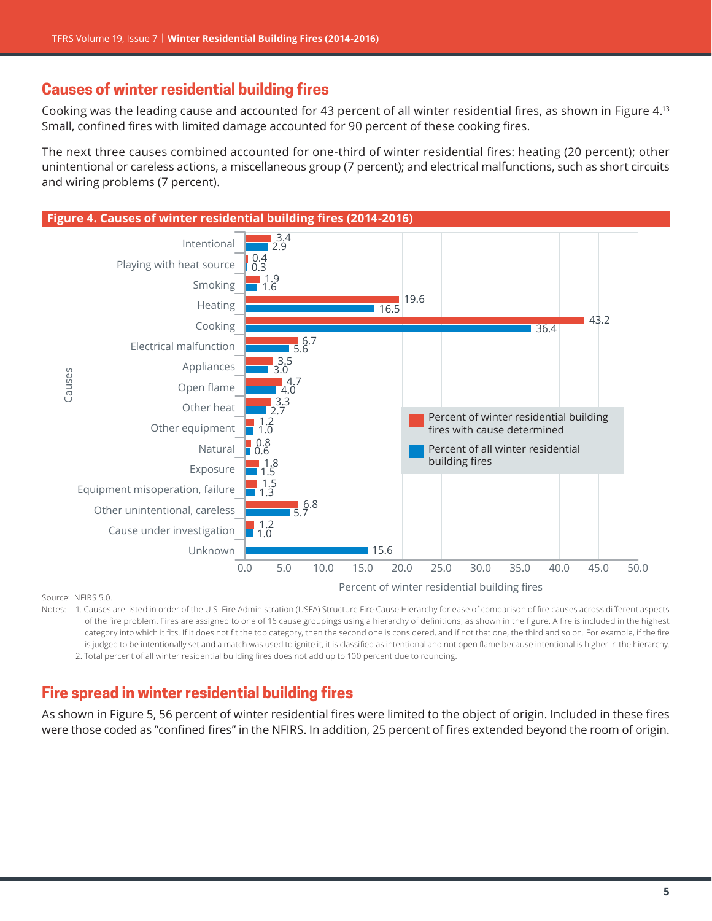## Causes of winter residential building fires

Cooking was the leading cause and accounted for 43 percent of all winter residential fires, as shown in Figure 4.[13] Small, confined fires with limited damage accounted for 90 percent of these cooking fires.

The next three causes combined accounted for one-third of winter residential fires: heating (20 percent); other unintentional or careless actions, a miscellaneous group (7 percent); and electrical malfunctions, such as short circuits and wiring problems (7 percent).

**Figure 4. Causes of winter residential building fires (2014-2016)**

Causes

Intentional 3.4 2.9
Playing with heat source 0.4 0.3
Smoking 1.9 1.6
Heating 19.6 16.5
Cooking 43.2 36.4
Electrical malfunction 6.7 5.6
Appliances 3.5 3.0
Open flame 4.7 4.0
Other heat 3.3 2.7
Other equipment 1.2 1.0
Natural 0.8 0.6
Exposure 1.8 1.5
Equipment misoperation, failure 1.5 1.3
Other unintentional, careless 6.8 5.7
Cause under investigation 1.2 1.0
Unknown 15.6

0.0 5.0 10.0 15.0 20.0 25.0 30.0 35.0 40.0 45.0 50.0

Percent of winter residential building fires

Percent of winter residential building fires with cause determined

Percent of all winter residential building fires

Source: NFIRS 5.0.

Notes: 1. Causes are listed in order of the U.S. Fire Administration (USFA) Structure Fire Cause Hierarchy for ease of comparison of fire causes across different aspects of the fire problem. Fires are assigned to one of 16 cause groupings using a hierarchy of definitions, as shown in the figure. A fire is included in the highest category into which it fits. If it does not fit the top category, then the second one is considered, and if not that one, the third and so on. For example, if the fire is judged to be intentionally set and a match was used to ignite it, it is classified as intentional and not open flame because intentional is higher in the hierarchy.
2. Total percent of all winter residential building fires does not add up to 100 percent due to rounding.

## Fire spread in winter residential building fires

As shown in Figure 5, 56 percent of winter residential fires were limited to the object of origin. Included in these fires were those coded as "confined fires" in the NFIRS. In addition, 25 percent of fires extended beyond the room of origin.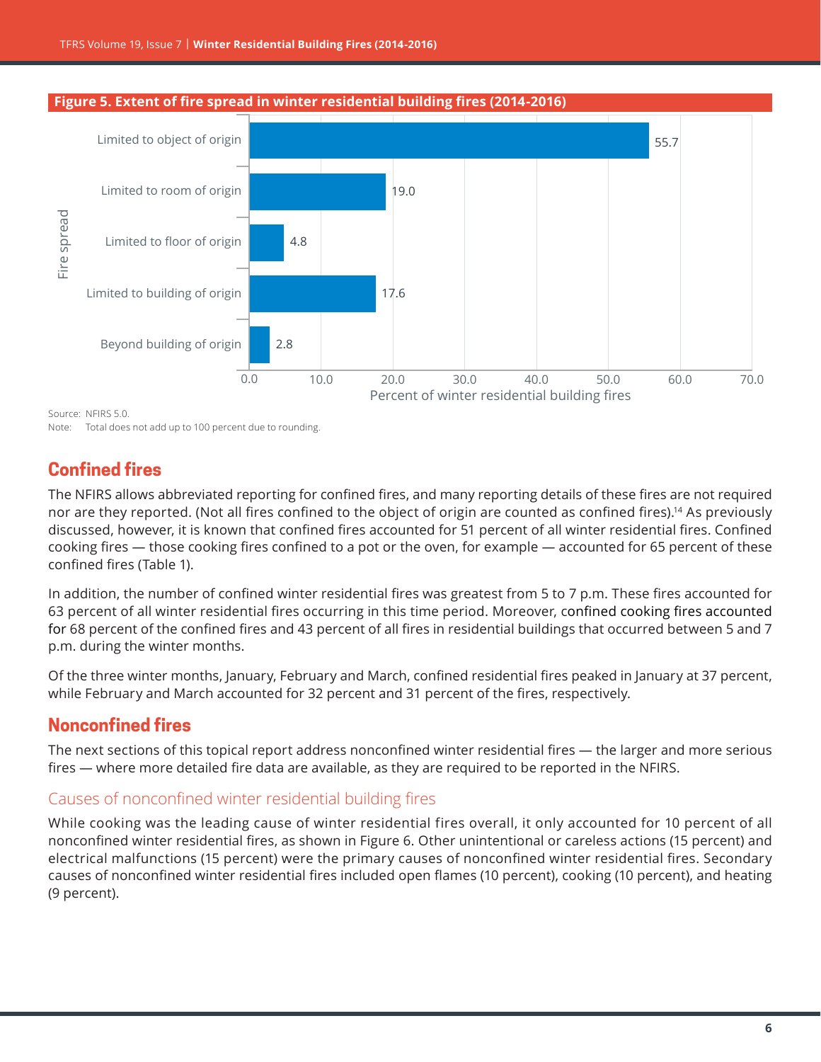**Figure 5. Extent of fire spread in winter residential building fires (2014-2016)**

Fire spread

Limited to object of origin 55.7

Limited to room of origin 19.0

Limited to floor of origin 4.8

Limited to building of origin 17.6

Beyond building of origin 2.8

0.0 10.0 20.0 30.0 40.0 50.0 60.0 70.0

Percent of winter residential building fires

Source: NFIRS 5.0.
Note: Total does not add up to 100 percent due to rounding.

## Confined fires

The NFIRS allows abbreviated reporting for confined fires, and many reporting details of these fires are not required nor are they reported. (Not all fires confined to the object of origin are counted as confined fires).[14] As previously discussed, however, it is known that confined fires accounted for 51 percent of all winter residential fires. Confined cooking fires — those cooking fires confined to a pot or the oven, for example — accounted for 65 percent of these confined fires (Table 1).

In addition, the number of confined winter residential fires was greatest from 5 to 7 p.m. These fires accounted for 63 percent of all winter residential fires occurring in this time period. Moreover, confined cooking fires accounted for 68 percent of the confined fires and 43 percent of all fires in residential buildings that occurred between 5 and 7 p.m. during the winter months.

Of the three winter months, January, February and March, confined residential fires peaked in January at 37 percent, while February and March accounted for 32 percent and 31 percent of the fires, respectively.

## Nonconfined fires

The next sections of this topical report address nonconfined winter residential fires — the larger and more serious fires — where more detailed fire data are available, as they are required to be reported in the NFIRS.

### Causes of nonconfined winter residential building fires

While cooking was the leading cause of winter residential fires overall, it only accounted for 10 percent of all nonconfined winter residential fires, as shown in Figure 6. Other unintentional or careless actions (15 percent) and electrical malfunctions (15 percent) were the primary causes of nonconfined winter residential fires. Secondary causes of nonconfined winter residential fires included open flames (10 percent), cooking (10 percent), and heating (9 percent).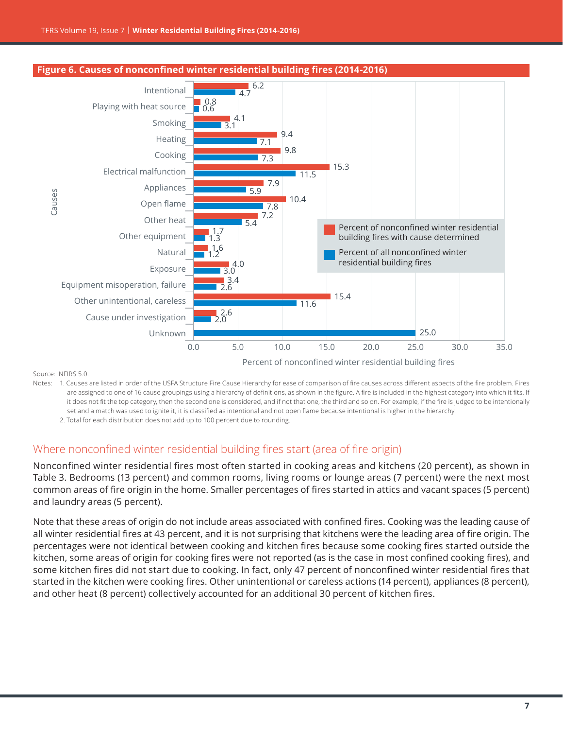**Figure 6. Causes of nonconfined winter residential building fires (2014-2016)**

Causes

Intentional 6.2 4.7
Playing with heat source 0.8 0.6
Smoking 4.1 3.1
Heating 9.4 7.1
Cooking 9.8 7.3
Electrical malfunction 15.3 11.5
Appliances 7.9 5.9
Open flame 10.4 7.8
Other heat 7.2 5.4
Other equipment 1.7 1.3
Natural 1.6 1.2
Exposure 4.0 3.0
Equipment misoperation, failure 3.4 2.6
Other unintentional, careless 15.4 11.6
Cause under investigation 2.6 2.0
Unknown 25.0

0.0 5.0 10.0 15.0 20.0 25.0 30.0 35.0

Percent of nonconfined winter residential building fires

Percent of nonconfined winter residential building fires with cause determined

Percent of all nonconfined winter residential building fires

Source: NFIRS 5.0.

Notes: 1. Causes are listed in order of the USFA Structure Fire Cause Hierarchy for ease of comparison of fire causes across different aspects of the fire problem. Fires are assigned to one of 16 cause groupings using a hierarchy of definitions, as shown in the figure. A fire is included in the highest category into which it fits. If it does not fit the top category, then the second one is considered, and if not that one, the third and so on. For example, if the fire is judged to be intentionally set and a match was used to ignite it, it is classified as intentional and not open flame because intentional is higher in the hierarchy.
2. Total for each distribution does not add up to 100 percent due to rounding.

## Where nonconfined winter residential building fires start (area of fire origin)

Nonconfined winter residential fires most often started in cooking areas and kitchens (20 percent), as shown in Table 3. Bedrooms (13 percent) and common rooms, living rooms or lounge areas (7 percent) were the next most common areas of fire origin in the home. Smaller percentages of fires started in attics and vacant spaces (5 percent) and laundry areas (5 percent).

Note that these areas of origin do not include areas associated with confined fires. Cooking was the leading cause of all winter residential fires at 43 percent, and it is not surprising that kitchens were the leading area of fire origin. The percentages were not identical between cooking and kitchen fires because some cooking fires started outside the kitchen, some areas of origin for cooking fires were not reported (as is the case in most confined cooking fires), and some kitchen fires did not start due to cooking. In fact, only 47 percent of nonconfined winter residential fires that started in the kitchen were cooking fires. Other unintentional or careless actions (14 percent), appliances (8 percent), and other heat (8 percent) collectively accounted for an additional 30 percent of kitchen fires.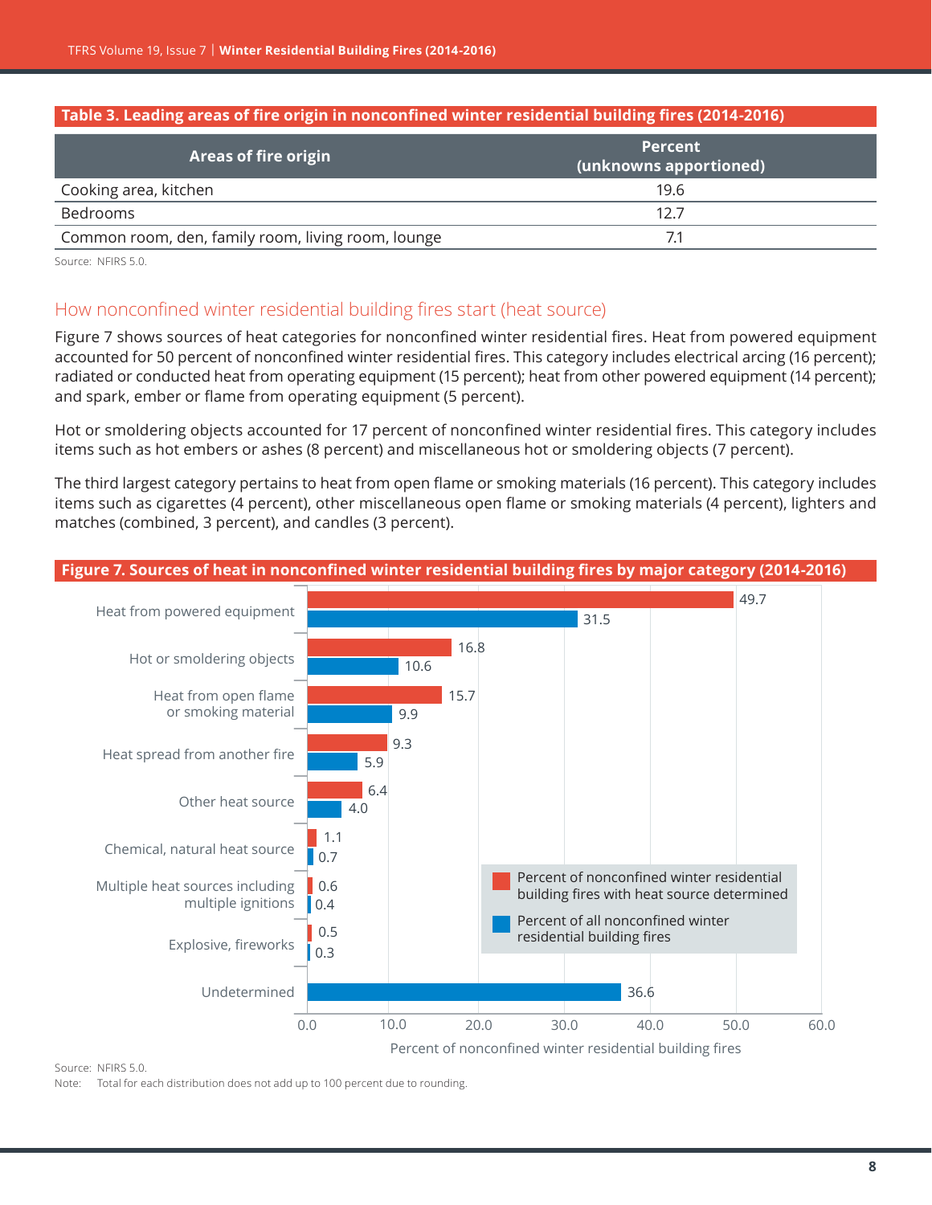**Table 3. Leading areas of fire origin in nonconfined winter residential building fires (2014-2016)**

| Areas of fire origin | Percent (unknowns apportioned) |
|---|---|
| Cooking area, kitchen | 19.6 |
| Bedrooms | 12.7 |
| Common room, den, family room, living room, lounge | 7.1 |

Source: NFIRS 5.0.

## How nonconfined winter residential building fires start (heat source)

Figure 7 shows sources of heat categories for nonconfined winter residential fires. Heat from powered equipment accounted for 50 percent of nonconfined winter residential fires. This category includes electrical arcing (16 percent); radiated or conducted heat from operating equipment (15 percent); heat from other powered equipment (14 percent); and spark, ember or flame from operating equipment (5 percent).

Hot or smoldering objects accounted for 17 percent of nonconfined winter residential fires. This category includes items such as hot embers or ashes (8 percent) and miscellaneous hot or smoldering objects (7 percent).

The third largest category pertains to heat from open flame or smoking materials (16 percent). This category includes items such as cigarettes (4 percent), other miscellaneous open flame or smoking materials (4 percent), lighters and matches (combined, 3 percent), and candles (3 percent).

**Figure 7. Sources of heat in nonconfined winter residential building fires by major category (2014-2016)**

Heat from powered equipment: 49.7, 31.5
Hot or smoldering objects: 16.8, 10.6
Heat from open flame or smoking material: 15.7, 9.9
Heat spread from another fire: 9.3, 5.9
Other heat source: 6.4, 4.0
Chemical, natural heat source: 1.1, 0.7
Multiple heat sources including multiple ignitions: 0.6, 0.4
Explosive, fireworks: 0.5, 0.3
Undetermined: 36.6

0.0 10.0 20.0 30.0 40.0 50.0 60.0

Percent of nonconfined winter residential building fires

Percent of nonconfined winter residential building fires with heat source determined

Percent of all nonconfined winter residential building fires

Source: NFIRS 5.0.
Note: Total for each distribution does not add up to 100 percent due to rounding.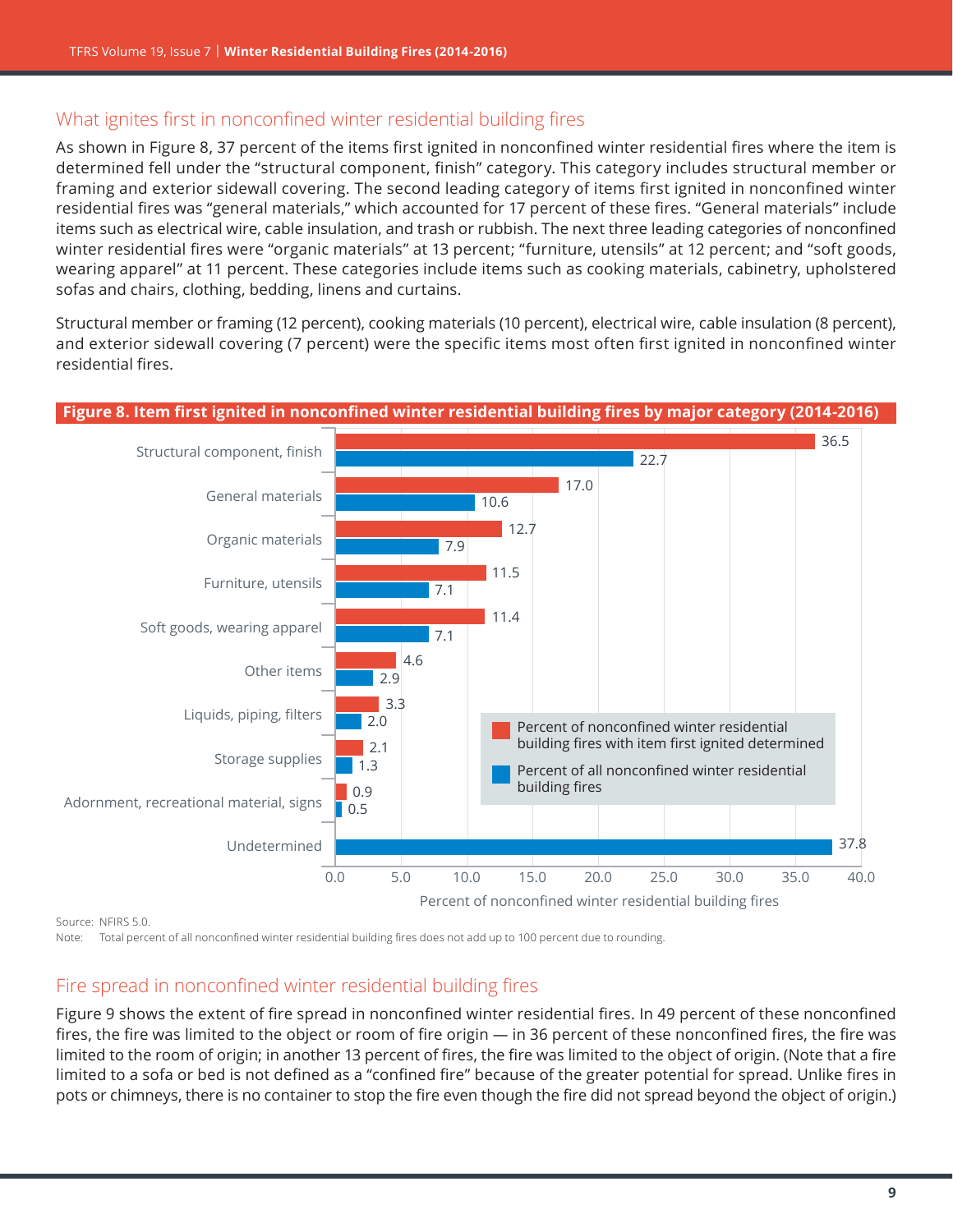## What ignites first in nonconfined winter residential building fires

As shown in Figure 8, 37 percent of the items first ignited in nonconfined winter residential fires where the item is determined fell under the “structural component, finish” category. This category includes structural member or framing and exterior sidewall covering. The second leading category of items first ignited in nonconfined winter residential fires was “general materials,” which accounted for 17 percent of these fires. “General materials” include items such as electrical wire, cable insulation, and trash or rubbish. The next three leading categories of nonconfined winter residential fires were “organic materials” at 13 percent; “furniture, utensils” at 12 percent; and “soft goods, wearing apparel” at 11 percent. These categories include items such as cooking materials, cabinetry, upholstered sofas and chairs, clothing, bedding, linens and curtains.

Structural member or framing (12 percent), cooking materials (10 percent), electrical wire, cable insulation (8 percent), and exterior sidewall covering (7 percent) were the specific items most often first ignited in nonconfined winter residential fires.

**Figure 8. Item first ignited in nonconfined winter residential building fires by major category (2014-2016)**

Structural component, finish: 36.5; 22.7
General materials: 17.0; 10.6
Organic materials: 12.7; 7.9
Furniture, utensils: 11.5; 7.1
Soft goods, wearing apparel: 11.4; 7.1
Other items: 4.6; 2.9
Liquids, piping, filters: 3.3; 2.0
Storage supplies: 2.1; 1.3
Adornment, recreational material, signs: 0.9; 0.5
Undetermined: 37.8

0.0 5.0 10.0 15.0 20.0 25.0 30.0 35.0 40.0

Percent of nonconfined winter residential building fires

Percent of nonconfined winter residential building fires with item first ignited determined

Percent of all nonconfined winter residential building fires

Source: NFIRS 5.0.
Note: Total percent of all nonconfined winter residential building fires does not add up to 100 percent due to rounding.

## Fire spread in nonconfined winter residential building fires

Figure 9 shows the extent of fire spread in nonconfined winter residential fires. In 49 percent of these nonconfined fires, the fire was limited to the object or room of fire origin — in 36 percent of these nonconfined fires, the fire was limited to the room of origin; in another 13 percent of fires, the fire was limited to the object of origin. (Note that a fire limited to a sofa or bed is not defined as a “confined fire” because of the greater potential for spread. Unlike fires in pots or chimneys, there is no container to stop the fire even though the fire did not spread beyond the object of origin.)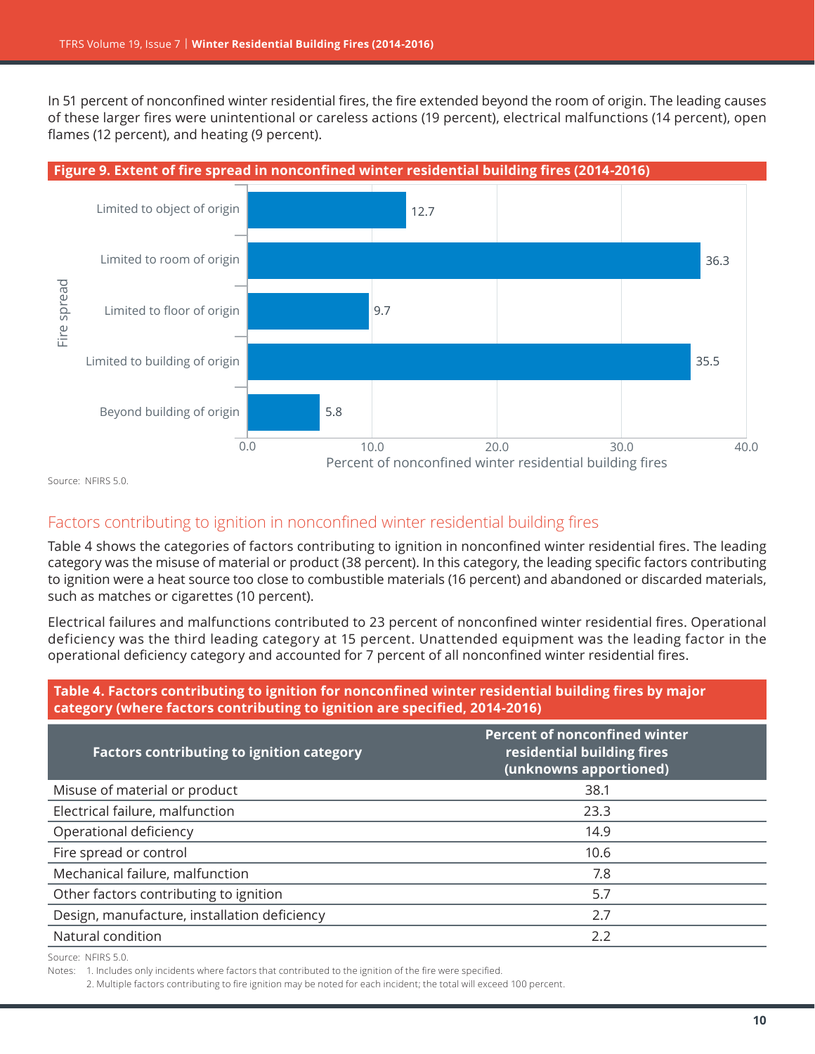In 51 percent of nonconfined winter residential fires, the fire extended beyond the room of origin. The leading causes of these larger fires were unintentional or careless actions (19 percent), electrical malfunctions (14 percent), open flames (12 percent), and heating (9 percent).

**Figure 9. Extent of fire spread in nonconfined winter residential building fires (2014-2016)**

Fire spread

Limited to object of origin 12.7
Limited to room of origin 36.3
Limited to floor of origin 9.7
Limited to building of origin 35.5
Beyond building of origin 5.8

0.0 10.0 20.0 30.0 40.0

Percent of nonconfined winter residential building fires

Source: NFIRS 5.0.

## Factors contributing to ignition in nonconfined winter residential building fires

Table 4 shows the categories of factors contributing to ignition in nonconfined winter residential fires. The leading category was the misuse of material or product (38 percent). In this category, the leading specific factors contributing to ignition were a heat source too close to combustible materials (16 percent) and abandoned or discarded materials, such as matches or cigarettes (10 percent).

Electrical failures and malfunctions contributed to 23 percent of nonconfined winter residential fires. Operational deficiency was the third leading category at 15 percent. Unattended equipment was the leading factor in the operational deficiency category and accounted for 7 percent of all nonconfined winter residential fires.

**Table 4. Factors contributing to ignition for nonconfined winter residential building fires by major category (where factors contributing to ignition are specified, 2014-2016)**

| Factors contributing to ignition category | Percent of nonconfined winter residential building fires (unknowns apportioned) |
|---|---|
| Misuse of material or product | 38.1 |
| Electrical failure, malfunction | 23.3 |
| Operational deficiency | 14.9 |
| Fire spread or control | 10.6 |
| Mechanical failure, malfunction | 7.8 |
| Other factors contributing to ignition | 5.7 |
| Design, manufacture, installation deficiency | 2.7 |
| Natural condition | 2.2 |

Source: NFIRS 5.0.

Notes: 1. Includes only incidents where factors that contributed to the ignition of the fire were specified.
2. Multiple factors contributing to fire ignition may be noted for each incident; the total will exceed 100 percent.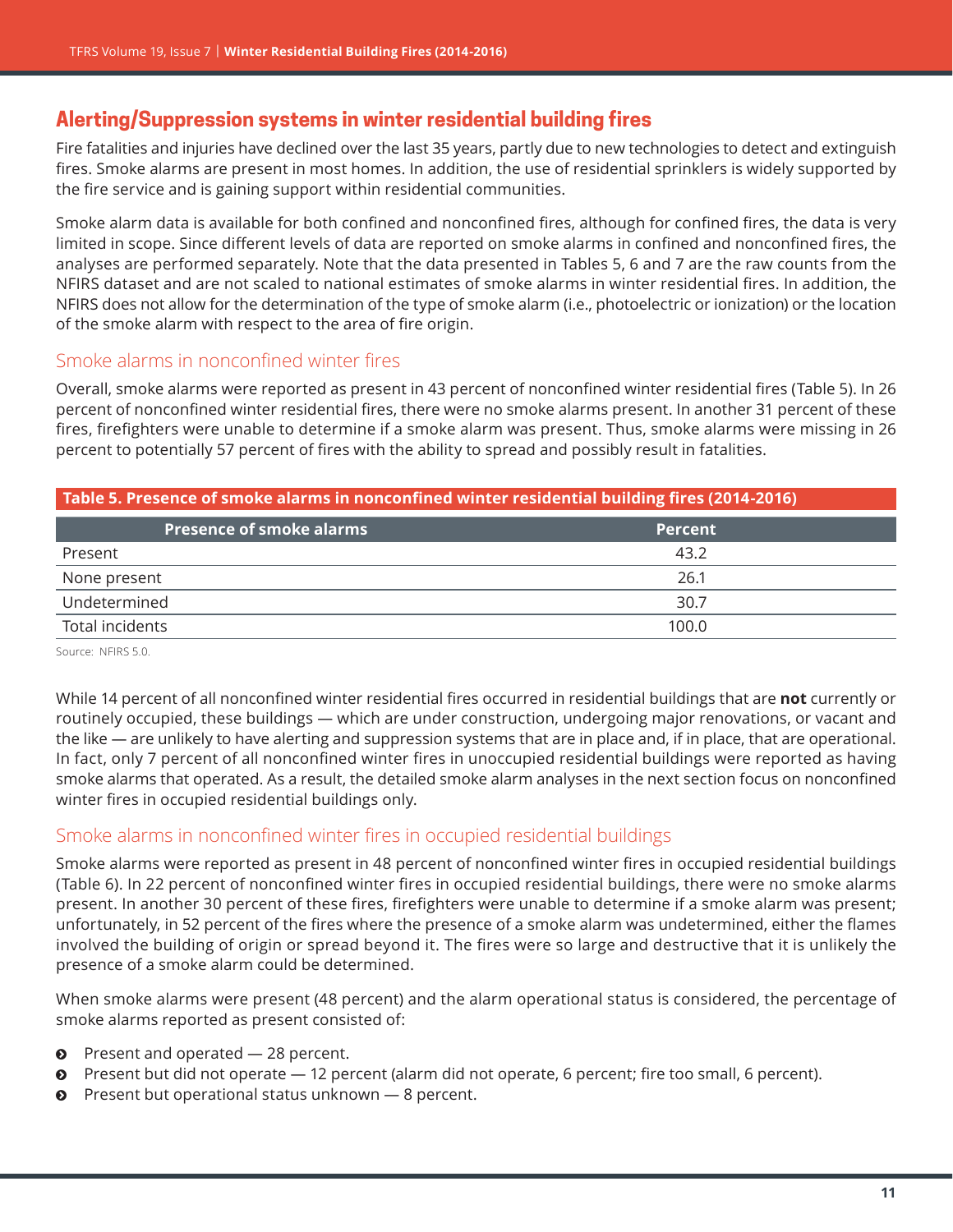## Alerting/Suppression systems in winter residential building fires

Fire fatalities and injuries have declined over the last 35 years, partly due to new technologies to detect and extinguish fires. Smoke alarms are present in most homes. In addition, the use of residential sprinklers is widely supported by the fire service and is gaining support within residential communities.

Smoke alarm data is available for both confined and nonconfined fires, although for confined fires, the data is very limited in scope. Since different levels of data are reported on smoke alarms in confined and nonconfined fires, the analyses are performed separately. Note that the data presented in Tables 5, 6 and 7 are the raw counts from the NFIRS dataset and are not scaled to national estimates of smoke alarms in winter residential fires. In addition, the NFIRS does not allow for the determination of the type of smoke alarm (i.e., photoelectric or ionization) or the location of the smoke alarm with respect to the area of fire origin.

### Smoke alarms in nonconfined winter fires

Overall, smoke alarms were reported as present in 43 percent of nonconfined winter residential fires (Table 5). In 26 percent of nonconfined winter residential fires, there were no smoke alarms present. In another 31 percent of these fires, firefighters were unable to determine if a smoke alarm was present. Thus, smoke alarms were missing in 26 percent to potentially 57 percent of fires with the ability to spread and possibly result in fatalities.

**Table 5. Presence of smoke alarms in nonconfined winter residential building fires (2014-2016)**

| Presence of smoke alarms | Percent |
|---|---|
| Present | 43.2 |
| None present | 26.1 |
| Undetermined | 30.7 |
| Total incidents | 100.0 |

Source: NFIRS 5.0.

While 14 percent of all nonconfined winter residential fires occurred in residential buildings that are **not** currently or routinely occupied, these buildings — which are under construction, undergoing major renovations, or vacant and the like — are unlikely to have alerting and suppression systems that are in place and, if in place, that are operational. In fact, only 7 percent of all nonconfined winter fires in unoccupied residential buildings were reported as having smoke alarms that operated. As a result, the detailed smoke alarm analyses in the next section focus on nonconfined winter fires in occupied residential buildings only.

### Smoke alarms in nonconfined winter fires in occupied residential buildings

Smoke alarms were reported as present in 48 percent of nonconfined winter fires in occupied residential buildings (Table 6). In 22 percent of nonconfined winter fires in occupied residential buildings, there were no smoke alarms present. In another 30 percent of these fires, firefighters were unable to determine if a smoke alarm was present; unfortunately, in 52 percent of the fires where the presence of a smoke alarm was undetermined, either the flames involved the building of origin or spread beyond it. The fires were so large and destructive that it is unlikely the presence of a smoke alarm could be determined.

When smoke alarms were present (48 percent) and the alarm operational status is considered, the percentage of smoke alarms reported as present consisted of:

- Present and operated — 28 percent.
- Present but did not operate — 12 percent (alarm did not operate, 6 percent; fire too small, 6 percent).
- Present but operational status unknown — 8 percent.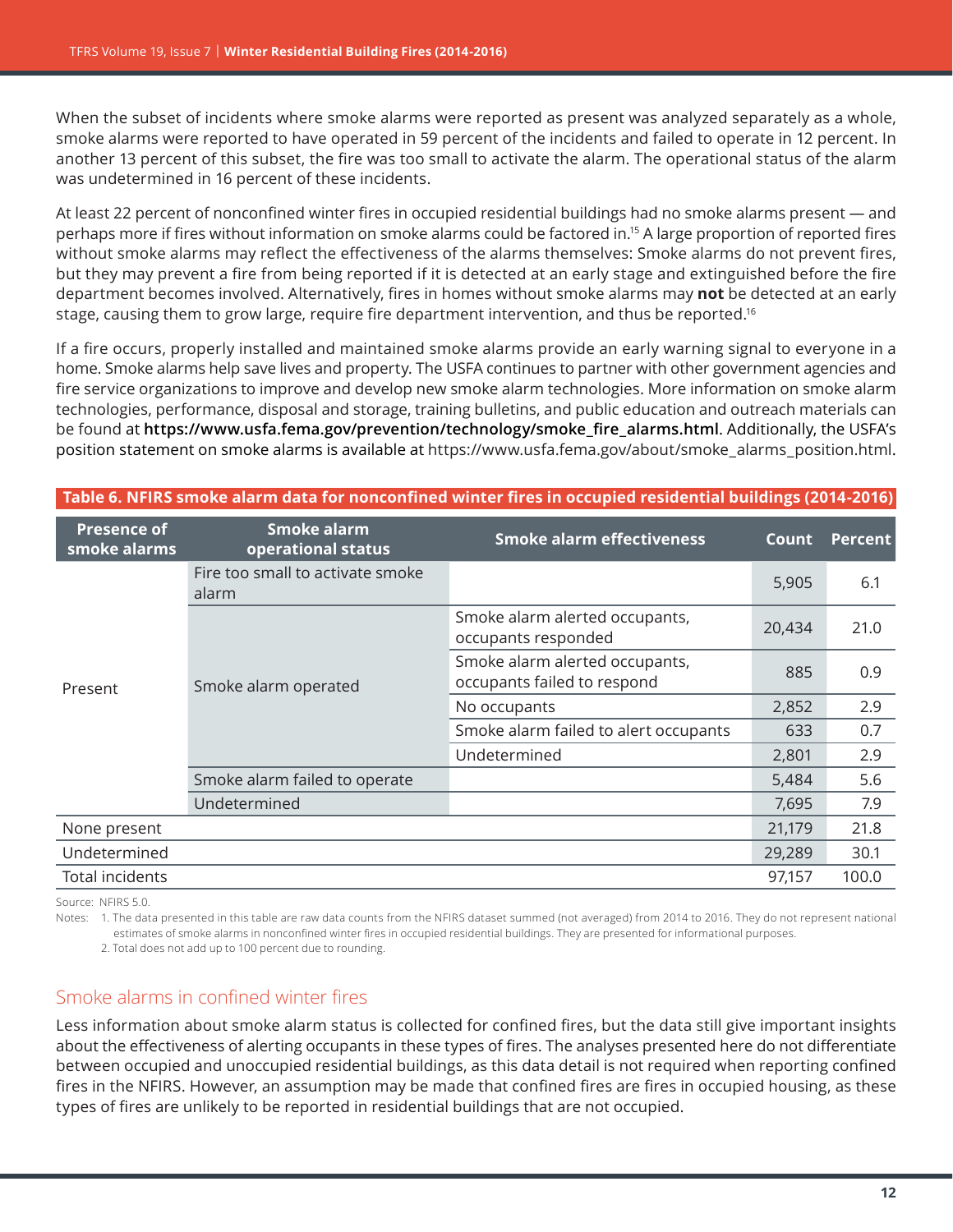When the subset of incidents where smoke alarms were reported as present was analyzed separately as a whole, smoke alarms were reported to have operated in 59 percent of the incidents and failed to operate in 12 percent. In another 13 percent of this subset, the fire was too small to activate the alarm. The operational status of the alarm was undetermined in 16 percent of these incidents.

At least 22 percent of nonconfined winter fires in occupied residential buildings had no smoke alarms present — and perhaps more if fires without information on smoke alarms could be factored in.[15] A large proportion of reported fires without smoke alarms may reflect the effectiveness of the alarms themselves: Smoke alarms do not prevent fires, but they may prevent a fire from being reported if it is detected at an early stage and extinguished before the fire department becomes involved. Alternatively, fires in homes without smoke alarms may **not** be detected at an early stage, causing them to grow large, require fire department intervention, and thus be reported.[16]

If a fire occurs, properly installed and maintained smoke alarms provide an early warning signal to everyone in a home. Smoke alarms help save lives and property. The USFA continues to partner with other government agencies and fire service organizations to improve and develop new smoke alarm technologies. More information on smoke alarm technologies, performance, disposal and storage, training bulletins, and public education and outreach materials can be found at **https://www.usfa.fema.gov/prevention/technology/smoke_fire_alarms.html**. Additionally, the USFA's position statement on smoke alarms is available at https://www.usfa.fema.gov/about/smoke_alarms_position.html.

**Table 6. NFIRS smoke alarm data for nonconfined winter fires in occupied residential buildings (2014-2016)**

| Presence of smoke alarms | Smoke alarm operational status | Smoke alarm effectiveness | Count | Percent |
|---|---|---|---|---|
| Present | Fire too small to activate smoke alarm | | 5,905 | 6.1 |
| | Smoke alarm operated | Smoke alarm alerted occupants, occupants responded | 20,434 | 21.0 |
| | | Smoke alarm alerted occupants, occupants failed to respond | 885 | 0.9 |
| | | No occupants | 2,852 | 2.9 |
| | | Smoke alarm failed to alert occupants | 633 | 0.7 |
| | | Undetermined | 2,801 | 2.9 |
| | Smoke alarm failed to operate | | 5,484 | 5.6 |
| | Undetermined | | 7,695 | 7.9 |
| None present | | | 21,179 | 21.8 |
| Undetermined | | | 29,289 | 30.1 |
| Total incidents | | | 97,157 | 100.0 |

Source: NFIRS 5.0.

Notes: 1. The data presented in this table are raw data counts from the NFIRS dataset summed (not averaged) from 2014 to 2016. They do not represent national estimates of smoke alarms in nonconfined winter fires in occupied residential buildings. They are presented for informational purposes.

2. Total does not add up to 100 percent due to rounding.

## Smoke alarms in confined winter fires

Less information about smoke alarm status is collected for confined fires, but the data still give important insights about the effectiveness of alerting occupants in these types of fires. The analyses presented here do not differentiate between occupied and unoccupied residential buildings, as this data detail is not required when reporting confined fires in the NFIRS. However, an assumption may be made that confined fires are fires in occupied housing, as these types of fires are unlikely to be reported in residential buildings that are not occupied.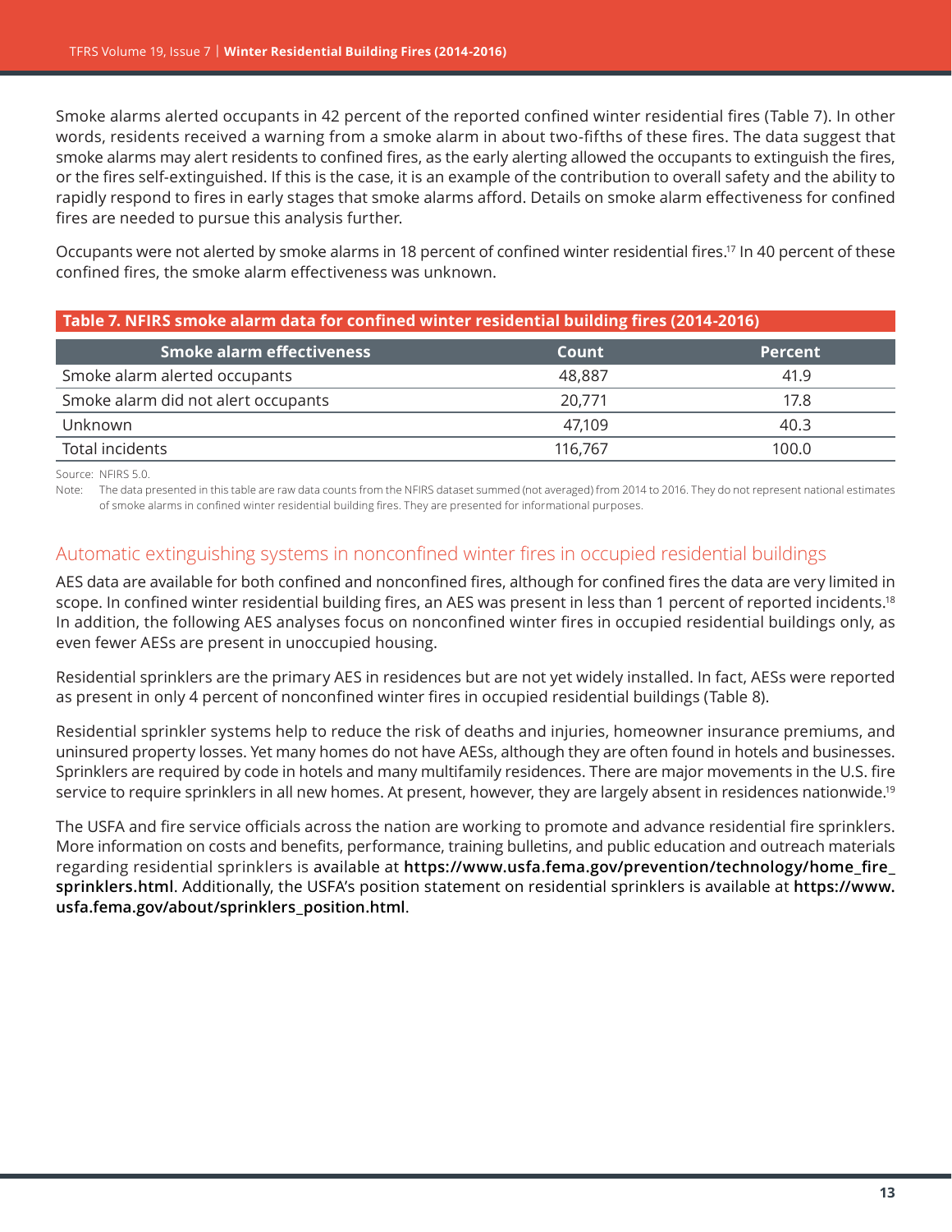Smoke alarms alerted occupants in 42 percent of the reported confined winter residential fires (Table 7). In other words, residents received a warning from a smoke alarm in about two-fifths of these fires. The data suggest that smoke alarms may alert residents to confined fires, as the early alerting allowed the occupants to extinguish the fires, or the fires self-extinguished. If this is the case, it is an example of the contribution to overall safety and the ability to rapidly respond to fires in early stages that smoke alarms afford. Details on smoke alarm effectiveness for confined fires are needed to pursue this analysis further.

Occupants were not alerted by smoke alarms in 18 percent of confined winter residential fires.[17] In 40 percent of these confined fires, the smoke alarm effectiveness was unknown.

**Table 7. NFIRS smoke alarm data for confined winter residential building fires (2014-2016)**

| Smoke alarm effectiveness | Count | Percent |
|---|---|---|
| Smoke alarm alerted occupants | 48,887 | 41.9 |
| Smoke alarm did not alert occupants | 20,771 | 17.8 |
| Unknown | 47,109 | 40.3 |
| Total incidents | 116,767 | 100.0 |

Source: NFIRS 5.0.

Note: The data presented in this table are raw data counts from the NFIRS dataset summed (not averaged) from 2014 to 2016. They do not represent national estimates of smoke alarms in confined winter residential building fires. They are presented for informational purposes.

## Automatic extinguishing systems in nonconfined winter fires in occupied residential buildings

AES data are available for both confined and nonconfined fires, although for confined fires the data are very limited in scope. In confined winter residential building fires, an AES was present in less than 1 percent of reported incidents.[18] In addition, the following AES analyses focus on nonconfined winter fires in occupied residential buildings only, as even fewer AESs are present in unoccupied housing.

Residential sprinklers are the primary AES in residences but are not yet widely installed. In fact, AESs were reported as present in only 4 percent of nonconfined winter fires in occupied residential buildings (Table 8).

Residential sprinkler systems help to reduce the risk of deaths and injuries, homeowner insurance premiums, and uninsured property losses. Yet many homes do not have AESs, although they are often found in hotels and businesses. Sprinklers are required by code in hotels and many multifamily residences. There are major movements in the U.S. fire service to require sprinklers in all new homes. At present, however, they are largely absent in residences nationwide.[19]

The USFA and fire service officials across the nation are working to promote and advance residential fire sprinklers. More information on costs and benefits, performance, training bulletins, and public education and outreach materials regarding residential sprinklers is available at **https://www.usfa.fema.gov/prevention/technology/home_fire_sprinklers.html**. Additionally, the USFA's position statement on residential sprinklers is available at **https://www.usfa.fema.gov/about/sprinklers_position.html**.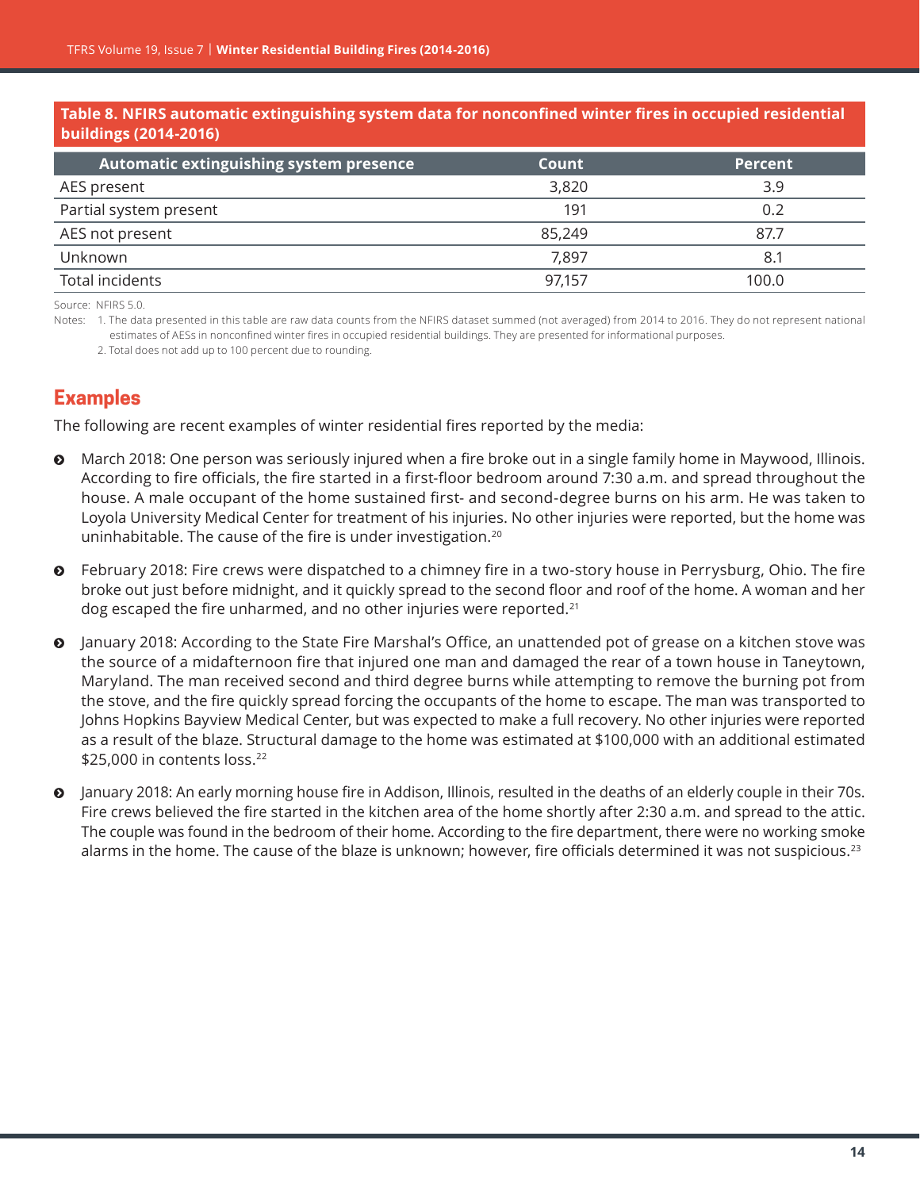**Table 8. NFIRS automatic extinguishing system data for nonconfined winter fires in occupied residential buildings (2014-2016)**

| Automatic extinguishing system presence | Count | Percent |
|---|---|---|
| AES present | 3,820 | 3.9 |
| Partial system present | 191 | 0.2 |
| AES not present | 85,249 | 87.7 |
| Unknown | 7,897 | 8.1 |
| Total incidents | 97,157 | 100.0 |

Source: NFIRS 5.0.

Notes: 1. The data presented in this table are raw data counts from the NFIRS dataset summed (not averaged) from 2014 to 2016. They do not represent national estimates of AESs in nonconfined winter fires in occupied residential buildings. They are presented for informational purposes.

2. Total does not add up to 100 percent due to rounding.

## Examples

The following are recent examples of winter residential fires reported by the media:

- March 2018: One person was seriously injured when a fire broke out in a single family home in Maywood, Illinois. According to fire officials, the fire started in a first-floor bedroom around 7:30 a.m. and spread throughout the house. A male occupant of the home sustained first- and second-degree burns on his arm. He was taken to Loyola University Medical Center for treatment of his injuries. No other injuries were reported, but the home was uninhabitable. The cause of the fire is under investigation.[20]
- February 2018: Fire crews were dispatched to a chimney fire in a two-story house in Perrysburg, Ohio. The fire broke out just before midnight, and it quickly spread to the second floor and roof of the home. A woman and her dog escaped the fire unharmed, and no other injuries were reported.[21]
- January 2018: According to the State Fire Marshal's Office, an unattended pot of grease on a kitchen stove was the source of a midafternoon fire that injured one man and damaged the rear of a town house in Taneytown, Maryland. The man received second and third degree burns while attempting to remove the burning pot from the stove, and the fire quickly spread forcing the occupants of the home to escape. The man was transported to Johns Hopkins Bayview Medical Center, but was expected to make a full recovery. No other injuries were reported as a result of the blaze. Structural damage to the home was estimated at $100,000 with an additional estimated $25,000 in contents loss.[22]
- January 2018: An early morning house fire in Addison, Illinois, resulted in the deaths of an elderly couple in their 70s. Fire crews believed the fire started in the kitchen area of the home shortly after 2:30 a.m. and spread to the attic. The couple was found in the bedroom of their home. According to the fire department, there were no working smoke alarms in the home. The cause of the blaze is unknown; however, fire officials determined it was not suspicious.[23]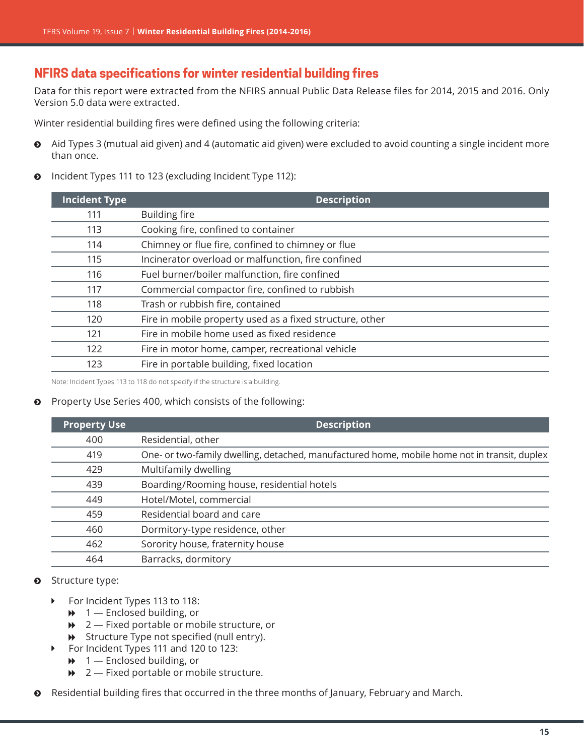## NFIRS data specifications for winter residential building fires

Data for this report were extracted from the NFIRS annual Public Data Release files for 2014, 2015 and 2016. Only Version 5.0 data were extracted.

Winter residential building fires were defined using the following criteria:

- Aid Types 3 (mutual aid given) and 4 (automatic aid given) were excluded to avoid counting a single incident more than once.
- Incident Types 111 to 123 (excluding Incident Type 112):

| Incident Type | Description |
|---|---|
| 111 | Building fire |
| 113 | Cooking fire, confined to container |
| 114 | Chimney or flue fire, confined to chimney or flue |
| 115 | Incinerator overload or malfunction, fire confined |
| 116 | Fuel burner/boiler malfunction, fire confined |
| 117 | Commercial compactor fire, confined to rubbish |
| 118 | Trash or rubbish fire, contained |
| 120 | Fire in mobile property used as a fixed structure, other |
| 121 | Fire in mobile home used as fixed residence |
| 122 | Fire in motor home, camper, recreational vehicle |
| 123 | Fire in portable building, fixed location |

Note: Incident Types 113 to 118 do not specify if the structure is a building.

- Property Use Series 400, which consists of the following:

| Property Use | Description |
|---|---|
| 400 | Residential, other |
| 419 | One- or two-family dwelling, detached, manufactured home, mobile home not in transit, duplex |
| 429 | Multifamily dwelling |
| 439 | Boarding/Rooming house, residential hotels |
| 449 | Hotel/Motel, commercial |
| 459 | Residential board and care |
| 460 | Dormitory-type residence, other |
| 462 | Sorority house, fraternity house |
| 464 | Barracks, dormitory |

- Structure type:
  - For Incident Types 113 to 118:
    - 1 — Enclosed building, or
    - 2 — Fixed portable or mobile structure, or
    - Structure Type not specified (null entry).
  - For Incident Types 111 and 120 to 123:
    - 1 — Enclosed building, or
    - 2 — Fixed portable or mobile structure.
- Residential building fires that occurred in the three months of January, February and March.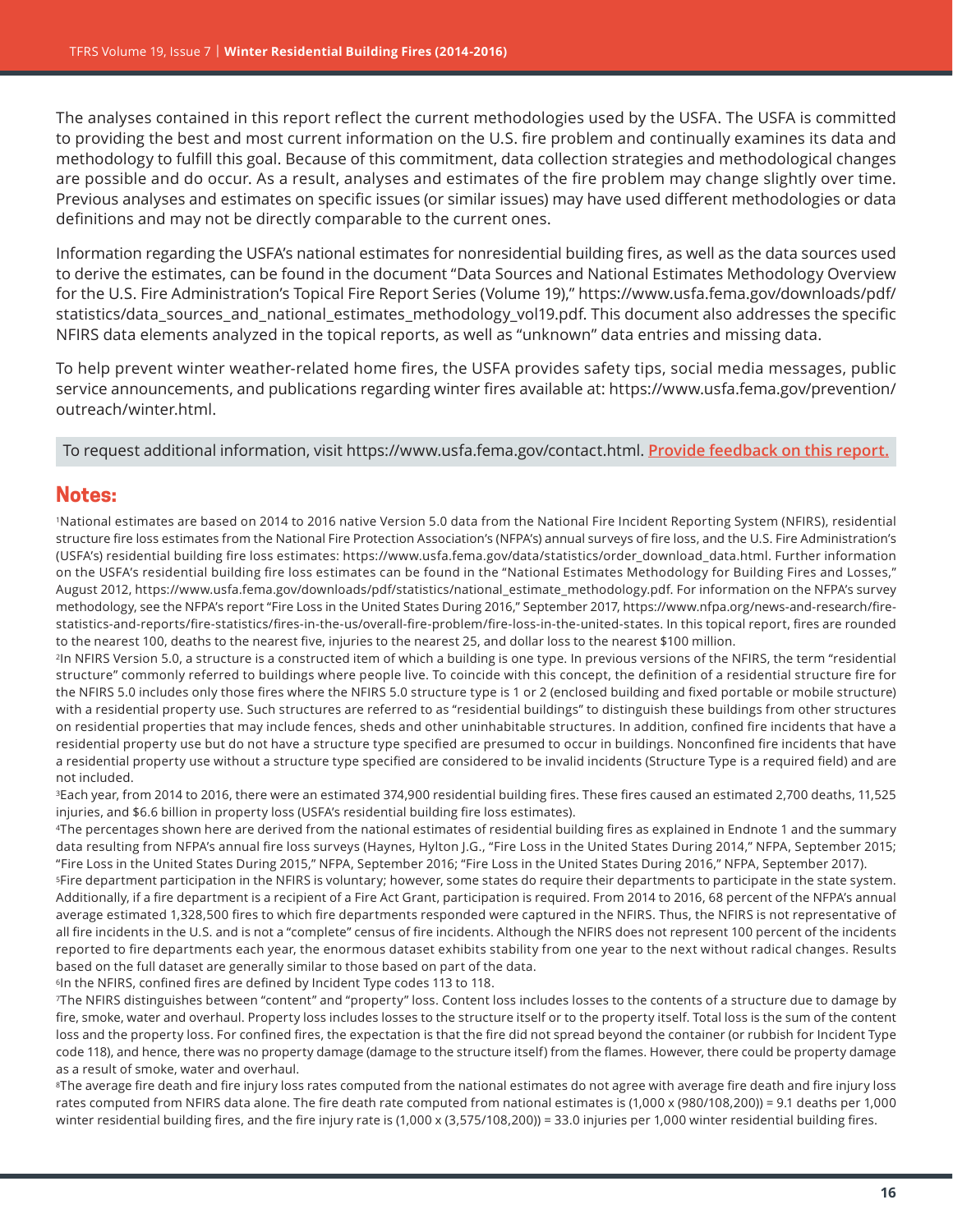The analyses contained in this report reflect the current methodologies used by the USFA. The USFA is committed to providing the best and most current information on the U.S. fire problem and continually examines its data and methodology to fulfill this goal. Because of this commitment, data collection strategies and methodological changes are possible and do occur. As a result, analyses and estimates of the fire problem may change slightly over time. Previous analyses and estimates on specific issues (or similar issues) may have used different methodologies or data definitions and may not be directly comparable to the current ones.

Information regarding the USFA's national estimates for nonresidential building fires, as well as the data sources used to derive the estimates, can be found in the document "Data Sources and National Estimates Methodology Overview for the U.S. Fire Administration's Topical Fire Report Series (Volume 19)," https://www.usfa.fema.gov/downloads/pdf/statistics/data_sources_and_national_estimates_methodology_vol19.pdf. This document also addresses the specific NFIRS data elements analyzed in the topical reports, as well as "unknown" data entries and missing data.

To help prevent winter weather-related home fires, the USFA provides safety tips, social media messages, public service announcements, and publications regarding winter fires available at: https://www.usfa.fema.gov/prevention/outreach/winter.html.

To request additional information, visit https://www.usfa.fema.gov/contact.html. Provide feedback on this report.

## Notes:

[1]National estimates are based on 2014 to 2016 native Version 5.0 data from the National Fire Incident Reporting System (NFIRS), residential structure fire loss estimates from the National Fire Protection Association's (NFPA's) annual surveys of fire loss, and the U.S. Fire Administration's (USFA's) residential building fire loss estimates: https://www.usfa.fema.gov/data/statistics/order_download_data.html. Further information on the USFA's residential building fire loss estimates can be found in the "National Estimates Methodology for Building Fires and Losses," August 2012, https://www.usfa.fema.gov/downloads/pdf/statistics/national_estimate_methodology.pdf. For information on the NFPA's survey methodology, see the NFPA's report "Fire Loss in the United States During 2016," September 2017, https://www.nfpa.org/news-and-research/fire-statistics-and-reports/fire-statistics/fires-in-the-us/overall-fire-problem/fire-loss-in-the-united-states. In this topical report, fires are rounded to the nearest 100, deaths to the nearest five, injuries to the nearest 25, and dollar loss to the nearest $100 million.

[2]In NFIRS Version 5.0, a structure is a constructed item of which a building is one type. In previous versions of the NFIRS, the term "residential structure" commonly referred to buildings where people live. To coincide with this concept, the definition of a residential structure fire for the NFIRS 5.0 includes only those fires where the NFIRS 5.0 structure type is 1 or 2 (enclosed building and fixed portable or mobile structure) with a residential property use. Such structures are referred to as "residential buildings" to distinguish these buildings from other structures on residential properties that may include fences, sheds and other uninhabitable structures. In addition, confined fire incidents that have a residential property use but do not have a structure type specified are presumed to occur in buildings. Nonconfined fire incidents that have a residential property use without a structure type specified are considered to be invalid incidents (Structure Type is a required field) and are not included.

[3]Each year, from 2014 to 2016, there were an estimated 374,900 residential building fires. These fires caused an estimated 2,700 deaths, 11,525 injuries, and $6.6 billion in property loss (USFA's residential building fire loss estimates).

[4]The percentages shown here are derived from the national estimates of residential building fires as explained in Endnote 1 and the summary data resulting from NFPA's annual fire loss surveys (Haynes, Hylton J.G., "Fire Loss in the United States During 2014," NFPA, September 2015; "Fire Loss in the United States During 2015," NFPA, September 2016; "Fire Loss in the United States During 2016," NFPA, September 2017).

[5]Fire department participation in the NFIRS is voluntary; however, some states do require their departments to participate in the state system. Additionally, if a fire department is a recipient of a Fire Act Grant, participation is required. From 2014 to 2016, 68 percent of the NFPA's annual average estimated 1,328,500 fires to which fire departments responded were captured in the NFIRS. Thus, the NFIRS is not representative of all fire incidents in the U.S. and is not a "complete" census of fire incidents. Although the NFIRS does not represent 100 percent of the incidents reported to fire departments each year, the enormous dataset exhibits stability from one year to the next without radical changes. Results based on the full dataset are generally similar to those based on part of the data.

[6]In the NFIRS, confined fires are defined by Incident Type codes 113 to 118.

[7]The NFIRS distinguishes between "content" and "property" loss. Content loss includes losses to the contents of a structure due to damage by fire, smoke, water and overhaul. Property loss includes losses to the structure itself or to the property itself. Total loss is the sum of the content loss and the property loss. For confined fires, the expectation is that the fire did not spread beyond the container (or rubbish for Incident Type code 118), and hence, there was no property damage (damage to the structure itself) from the flames. However, there could be property damage as a result of smoke, water and overhaul.

[8]The average fire death and fire injury loss rates computed from the national estimates do not agree with average fire death and fire injury loss rates computed from NFIRS data alone. The fire death rate computed from national estimates is (1,000 x (980/108,200)) = 9.1 deaths per 1,000 winter residential building fires, and the fire injury rate is (1,000 x (3,575/108,200)) = 33.0 injuries per 1,000 winter residential building fires.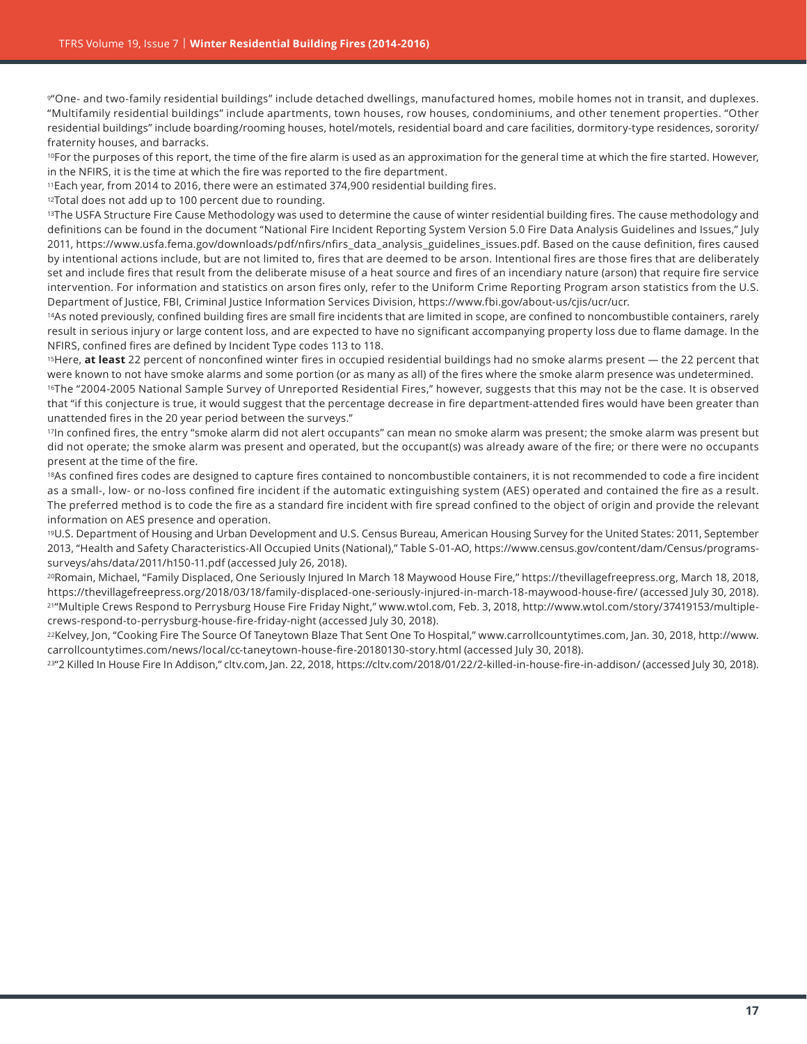[9]"One- and two-family residential buildings" include detached dwellings, manufactured homes, mobile homes not in transit, and duplexes. "Multifamily residential buildings" include apartments, town houses, row houses, condominiums, and other tenement properties. "Other residential buildings" include boarding/rooming houses, hotel/motels, residential board and care facilities, dormitory-type residences, sorority/fraternity houses, and barracks.

[10]For the purposes of this report, the time of the fire alarm is used as an approximation for the general time at which the fire started. However, in the NFIRS, it is the time at which the fire was reported to the fire department.

[11]Each year, from 2014 to 2016, there were an estimated 374,900 residential building fires.

[12]Total does not add up to 100 percent due to rounding.

[13]The USFA Structure Fire Cause Methodology was used to determine the cause of winter residential building fires. The cause methodology and definitions can be found in the document "National Fire Incident Reporting System Version 5.0 Fire Data Analysis Guidelines and Issues," July 2011, https://www.usfa.fema.gov/downloads/pdf/nfirs/nfirs_data_analysis_guidelines_issues.pdf. Based on the cause definition, fires caused by intentional actions include, but are not limited to, fires that are deemed to be arson. Intentional fires are those fires that are deliberately set and include fires that result from the deliberate misuse of a heat source and fires of an incendiary nature (arson) that require fire service intervention. For information and statistics on arson fires only, refer to the Uniform Crime Reporting Program arson statistics from the U.S. Department of Justice, FBI, Criminal Justice Information Services Division, https://www.fbi.gov/about-us/cjis/ucr/ucr.

[14]As noted previously, confined building fires are small fire incidents that are limited in scope, are confined to noncombustible containers, rarely result in serious injury or large content loss, and are expected to have no significant accompanying property loss due to flame damage. In the NFIRS, confined fires are defined by Incident Type codes 113 to 118.

[15]Here, **at least** 22 percent of nonconfined winter fires in occupied residential buildings had no smoke alarms present — the 22 percent that were known to not have smoke alarms and some portion (or as many as all) of the fires where the smoke alarm presence was undetermined.

[16]The "2004-2005 National Sample Survey of Unreported Residential Fires," however, suggests that this may not be the case. It is observed that "if this conjecture is true, it would suggest that the percentage decrease in fire department-attended fires would have been greater than unattended fires in the 20 year period between the surveys."

[17]In confined fires, the entry "smoke alarm did not alert occupants" can mean no smoke alarm was present; the smoke alarm was present but did not operate; the smoke alarm was present and operated, but the occupant(s) was already aware of the fire; or there were no occupants present at the time of the fire.

[18]As confined fires codes are designed to capture fires contained to noncombustible containers, it is not recommended to code a fire incident as a small-, low- or no-loss confined fire incident if the automatic extinguishing system (AES) operated and contained the fire as a result. The preferred method is to code the fire as a standard fire incident with fire spread confined to the object of origin and provide the relevant information on AES presence and operation.

[19]U.S. Department of Housing and Urban Development and U.S. Census Bureau, American Housing Survey for the United States: 2011, September 2013, "Health and Safety Characteristics-All Occupied Units (National)," Table S-01-AO, https://www.census.gov/content/dam/Census/programs-surveys/ahs/data/2011/h150-11.pdf (accessed July 26, 2018).

[20]Romain, Michael, "Family Displaced, One Seriously Injured In March 18 Maywood House Fire," https://thevillagefreepress.org, March 18, 2018, https://thevillagefreepress.org/2018/03/18/family-displaced-one-seriously-injured-in-march-18-maywood-house-fire/ (accessed July 30, 2018).

[21]"Multiple Crews Respond to Perrysburg House Fire Friday Night," www.wtol.com, Feb. 3, 2018, http://www.wtol.com/story/37419153/multiple-crews-respond-to-perrysburg-house-fire-friday-night (accessed July 30, 2018).

[22]Kelvey, Jon, "Cooking Fire The Source Of Taneytown Blaze That Sent One To Hospital," www.carrollcountytimes.com, Jan. 30, 2018, http://www.carrollcountytimes.com/news/local/cc-taneytown-house-fire-20180130-story.html (accessed July 30, 2018).

[23]"2 Killed In House Fire In Addison," cltv.com, Jan. 22, 2018, https://cltv.com/2018/01/22/2-killed-in-house-fire-in-addison/ (accessed July 30, 2018).